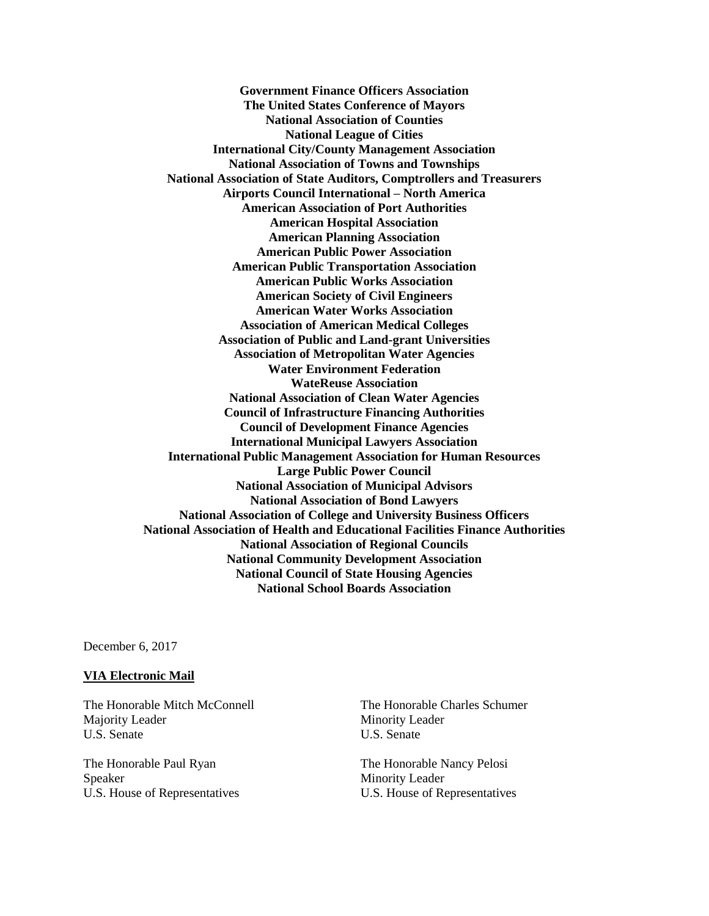**Government Finance Officers Association**
**The United States Conference of Mayors**
**National Association of Counties**
**National League of Cities**
**International City/County Management Association**
**National Association of Towns and Townships**
**National Association of State Auditors, Comptrollers and Treasurers**
**Airports Council International – North America**
**American Association of Port Authorities**
**American Hospital Association**
**American Planning Association**
**American Public Power Association**
**American Public Transportation Association**
**American Public Works Association**
**American Society of Civil Engineers**
**American Water Works Association**
**Association of American Medical Colleges**
**Association of Public and Land-grant Universities**
**Association of Metropolitan Water Agencies**
**Water Environment Federation**
**WateReuse Association**
**National Association of Clean Water Agencies**
**Council of Infrastructure Financing Authorities**
**Council of Development Finance Agencies**
**International Municipal Lawyers Association**
**International Public Management Association for Human Resources**
**Large Public Power Council**
**National Association of Municipal Advisors**
**National Association of Bond Lawyers**
**National Association of College and University Business Officers**
**National Association of Health and Educational Facilities Finance Authorities**
**National Association of Regional Councils**
**National Community Development Association**
**National Council of State Housing Agencies**
**National School Boards Association**

December 6, 2017

**VIA Electronic Mail**

The Honorable Mitch McConnell
Majority Leader
U.S. Senate

The Honorable Charles Schumer
Minority Leader
U.S. Senate

The Honorable Paul Ryan
Speaker
U.S. House of Representatives

The Honorable Nancy Pelosi
Minority Leader
U.S. House of Representatives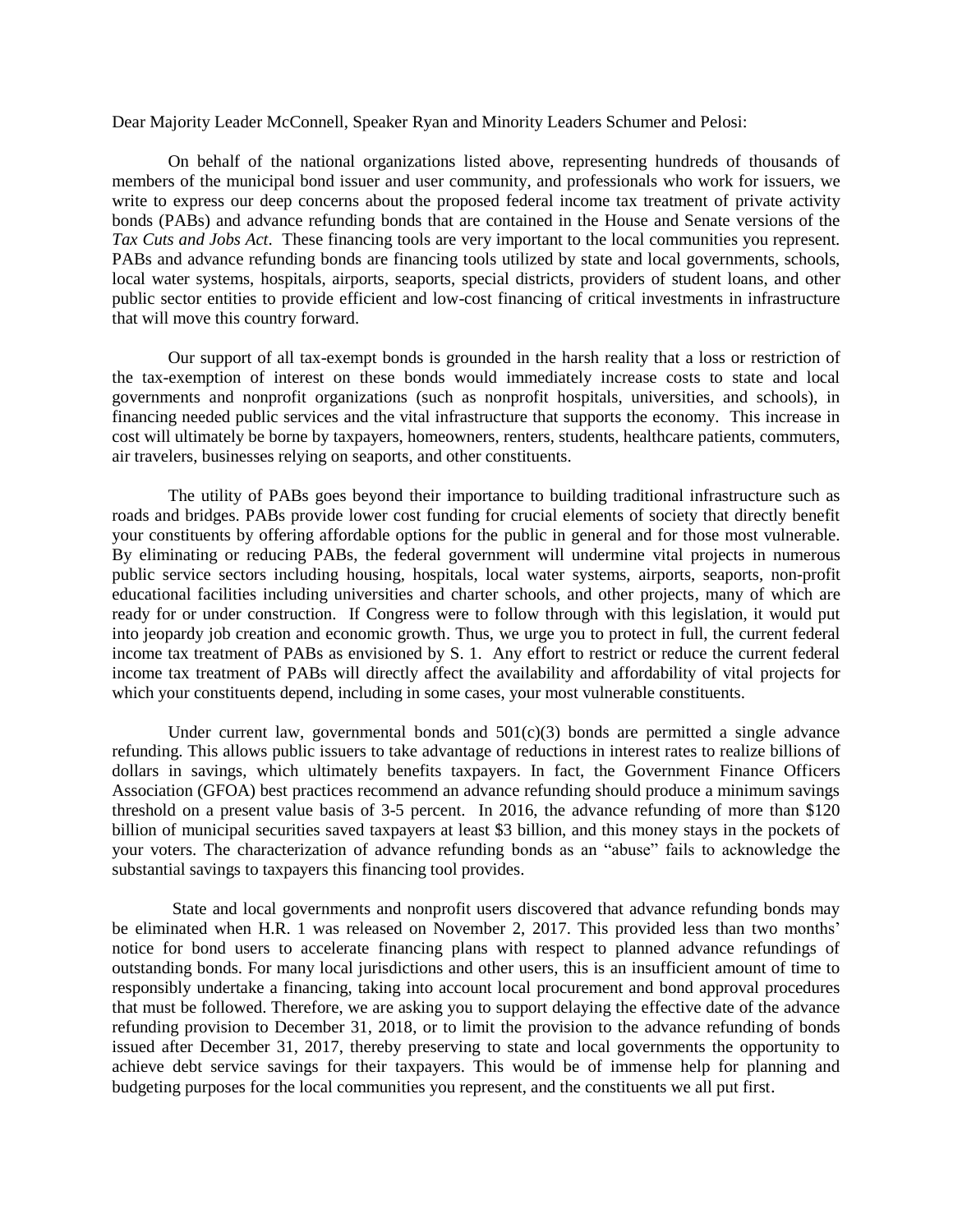Dear Majority Leader McConnell, Speaker Ryan and Minority Leaders Schumer and Pelosi:

On behalf of the national organizations listed above, representing hundreds of thousands of members of the municipal bond issuer and user community, and professionals who work for issuers, we write to express our deep concerns about the proposed federal income tax treatment of private activity bonds (PABs) and advance refunding bonds that are contained in the House and Senate versions of the *Tax Cuts and Jobs Act*. These financing tools are very important to the local communities you represent. PABs and advance refunding bonds are financing tools utilized by state and local governments, schools, local water systems, hospitals, airports, seaports, special districts, providers of student loans, and other public sector entities to provide efficient and low-cost financing of critical investments in infrastructure that will move this country forward.

Our support of all tax-exempt bonds is grounded in the harsh reality that a loss or restriction of the tax-exemption of interest on these bonds would immediately increase costs to state and local governments and nonprofit organizations (such as nonprofit hospitals, universities, and schools), in financing needed public services and the vital infrastructure that supports the economy. This increase in cost will ultimately be borne by taxpayers, homeowners, renters, students, healthcare patients, commuters, air travelers, businesses relying on seaports, and other constituents.

The utility of PABs goes beyond their importance to building traditional infrastructure such as roads and bridges. PABs provide lower cost funding for crucial elements of society that directly benefit your constituents by offering affordable options for the public in general and for those most vulnerable. By eliminating or reducing PABs, the federal government will undermine vital projects in numerous public service sectors including housing, hospitals, local water systems, airports, seaports, non-profit educational facilities including universities and charter schools, and other projects, many of which are ready for or under construction. If Congress were to follow through with this legislation, it would put into jeopardy job creation and economic growth. Thus, we urge you to protect in full, the current federal income tax treatment of PABs as envisioned by S. 1. Any effort to restrict or reduce the current federal income tax treatment of PABs will directly affect the availability and affordability of vital projects for which your constituents depend, including in some cases, your most vulnerable constituents.

Under current law, governmental bonds and 501(c)(3) bonds are permitted a single advance refunding. This allows public issuers to take advantage of reductions in interest rates to realize billions of dollars in savings, which ultimately benefits taxpayers. In fact, the Government Finance Officers Association (GFOA) best practices recommend an advance refunding should produce a minimum savings threshold on a present value basis of 3-5 percent. In 2016, the advance refunding of more than $120 billion of municipal securities saved taxpayers at least $3 billion, and this money stays in the pockets of your voters. The characterization of advance refunding bonds as an "abuse" fails to acknowledge the substantial savings to taxpayers this financing tool provides.

State and local governments and nonprofit users discovered that advance refunding bonds may be eliminated when H.R. 1 was released on November 2, 2017. This provided less than two months' notice for bond users to accelerate financing plans with respect to planned advance refundings of outstanding bonds. For many local jurisdictions and other users, this is an insufficient amount of time to responsibly undertake a financing, taking into account local procurement and bond approval procedures that must be followed. Therefore, we are asking you to support delaying the effective date of the advance refunding provision to December 31, 2018, or to limit the provision to the advance refunding of bonds issued after December 31, 2017, thereby preserving to state and local governments the opportunity to achieve debt service savings for their taxpayers. This would be of immense help for planning and budgeting purposes for the local communities you represent, and the constituents we all put first.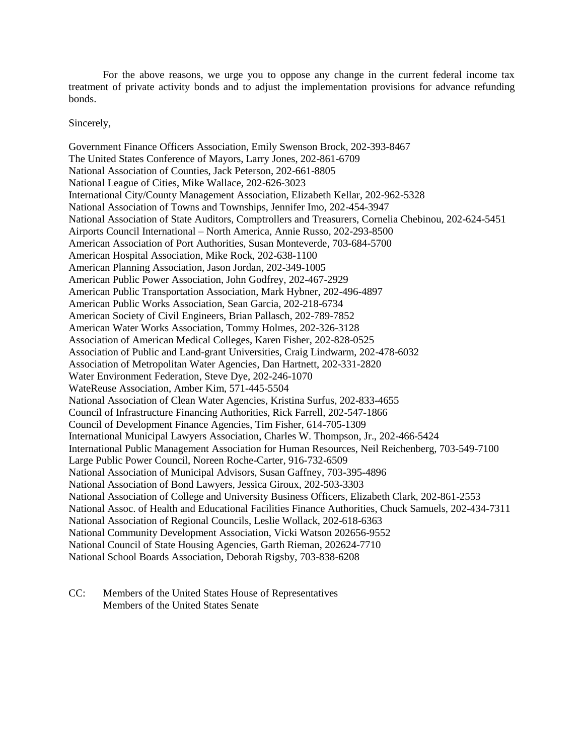For the above reasons, we urge you to oppose any change in the current federal income tax treatment of private activity bonds and to adjust the implementation provisions for advance refunding bonds.

Sincerely,

Government Finance Officers Association, Emily Swenson Brock, 202-393-8467  
The United States Conference of Mayors, Larry Jones, 202-861-6709  
National Association of Counties, Jack Peterson, 202-661-8805  
National League of Cities, Mike Wallace, 202-626-3023  
International City/County Management Association, Elizabeth Kellar, 202-962-5328  
National Association of Towns and Townships, Jennifer Imo, 202-454-3947  
National Association of State Auditors, Comptrollers and Treasurers, Cornelia Chebinou, 202-624-5451  
Airports Council International – North America, Annie Russo, 202-293-8500  
American Association of Port Authorities, Susan Monteverde, 703-684-5700  
American Hospital Association, Mike Rock, 202-638-1100  
American Planning Association, Jason Jordan, 202-349-1005  
American Public Power Association, John Godfrey, 202-467-2929  
American Public Transportation Association, Mark Hybner, 202-496-4897  
American Public Works Association, Sean Garcia, 202-218-6734  
American Society of Civil Engineers, Brian Pallasch, 202-789-7852  
American Water Works Association, Tommy Holmes, 202-326-3128  
Association of American Medical Colleges, Karen Fisher, 202-828-0525  
Association of Public and Land-grant Universities, Craig Lindwarm, 202-478-6032  
Association of Metropolitan Water Agencies, Dan Hartnett, 202-331-2820  
Water Environment Federation, Steve Dye, 202-246-1070  
WateReuse Association, Amber Kim, 571-445-5504  
National Association of Clean Water Agencies, Kristina Surfus, 202-833-4655  
Council of Infrastructure Financing Authorities, Rick Farrell, 202-547-1866  
Council of Development Finance Agencies, Tim Fisher, 614-705-1309  
International Municipal Lawyers Association, Charles W. Thompson, Jr., 202-466-5424  
International Public Management Association for Human Resources, Neil Reichenberg, 703-549-7100  
Large Public Power Council, Noreen Roche-Carter, 916-732-6509  
National Association of Municipal Advisors, Susan Gaffney, 703-395-4896  
National Association of Bond Lawyers, Jessica Giroux, 202-503-3303  
National Association of College and University Business Officers, Elizabeth Clark, 202-861-2553  
National Assoc. of Health and Educational Facilities Finance Authorities, Chuck Samuels, 202-434-7311  
National Association of Regional Councils, Leslie Wollack, 202-618-6363  
National Community Development Association, Vicki Watson 202656-9552  
National Council of State Housing Agencies, Garth Rieman, 202624-7710  
National School Boards Association, Deborah Rigsby, 703-838-6208

CC: Members of the United States House of Representatives  
Members of the United States Senate